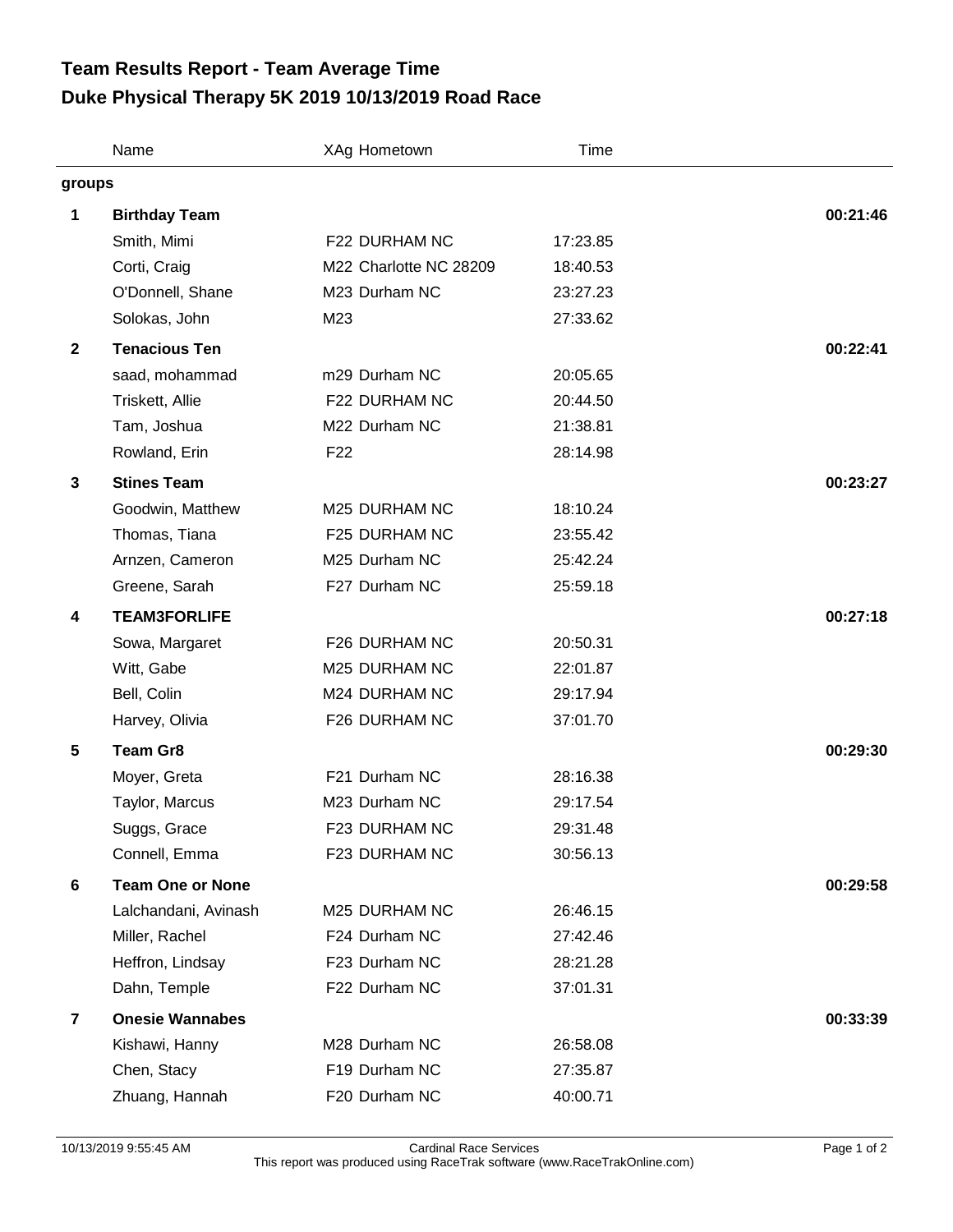# Team Results Report - Team Average Time
# Duke Physical Therapy 5K 2019 10/13/2019 Road Race

| | Name | XAg Hometown | Time | |
|---|---|---|---|---|
| **groups** | | | | |
| **1** | **Birthday Team** | | | **00:21:46** |
| | Smith, Mimi | F22 DURHAM NC | 17:23.85 | |
| | Corti, Craig | M22 Charlotte NC 28209 | 18:40.53 | |
| | O'Donnell, Shane | M23 Durham NC | 23:27.23 | |
| | Solokas, John | M23 | 27:33.62 | |
| **2** | **Tenacious Ten** | | | **00:22:41** |
| | saad, mohammad | m29 Durham NC | 20:05.65 | |
| | Triskett, Allie | F22 DURHAM NC | 20:44.50 | |
| | Tam, Joshua | M22 Durham NC | 21:38.81 | |
| | Rowland, Erin | F22 | 28:14.98 | |
| **3** | **Stines Team** | | | **00:23:27** |
| | Goodwin, Matthew | M25 DURHAM NC | 18:10.24 | |
| | Thomas, Tiana | F25 DURHAM NC | 23:55.42 | |
| | Arnzen, Cameron | M25 Durham NC | 25:42.24 | |
| | Greene, Sarah | F27 Durham NC | 25:59.18 | |
| **4** | **TEAM3FORLIFE** | | | **00:27:18** |
| | Sowa, Margaret | F26 DURHAM NC | 20:50.31 | |
| | Witt, Gabe | M25 DURHAM NC | 22:01.87 | |
| | Bell, Colin | M24 DURHAM NC | 29:17.94 | |
| | Harvey, Olivia | F26 DURHAM NC | 37:01.70 | |
| **5** | **Team Gr8** | | | **00:29:30** |
| | Moyer, Greta | F21 Durham NC | 28:16.38 | |
| | Taylor, Marcus | M23 Durham NC | 29:17.54 | |
| | Suggs, Grace | F23 DURHAM NC | 29:31.48 | |
| | Connell, Emma | F23 DURHAM NC | 30:56.13 | |
| **6** | **Team One or None** | | | **00:29:58** |
| | Lalchandani, Avinash | M25 DURHAM NC | 26:46.15 | |
| | Miller, Rachel | F24 Durham NC | 27:42.46 | |
| | Heffron, Lindsay | F23 Durham NC | 28:21.28 | |
| | Dahn, Temple | F22 Durham NC | 37:01.31 | |
| **7** | **Onesie Wannabes** | | | **00:33:39** |
| | Kishawi, Hanny | M28 Durham NC | 26:58.08 | |
| | Chen, Stacy | F19 Durham NC | 27:35.87 | |
| | Zhuang, Hannah | F20 Durham NC | 40:00.71 | |

10/13/2019 9:55:45 AM — Cardinal Race Services
This report was produced using RaceTrak software (www.RaceTrakOnline.com)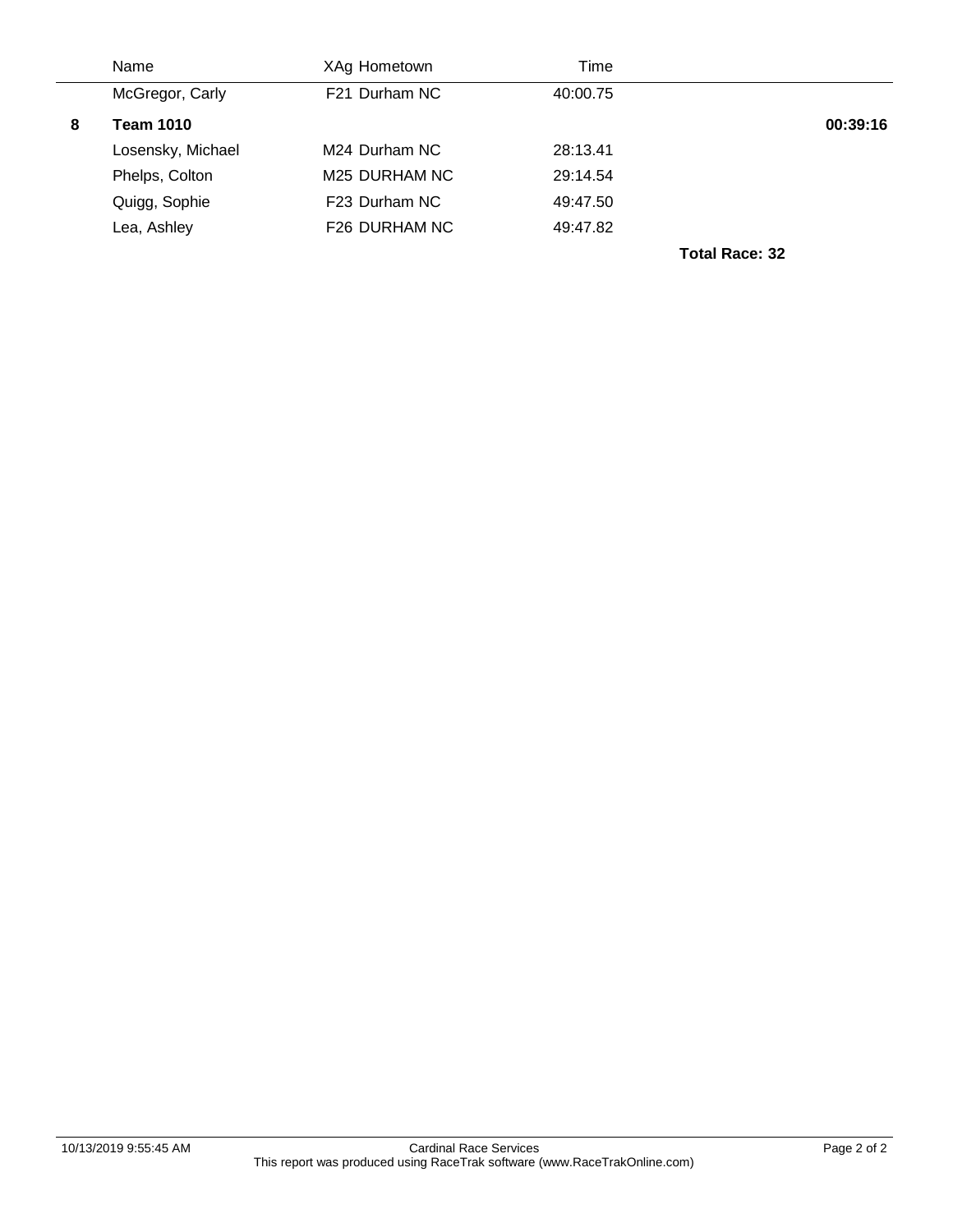| | Name | XAg Hometown | Time | |
|---|---|---|---|---|
| | McGregor, Carly | F21 Durham NC | 40:00.75 | |
| **8** | **Team 1010** | | | **00:39:16** |
| | Losensky, Michael | M24 Durham NC | 28:13.41 | |
| | Phelps, Colton | M25 DURHAM NC | 29:14.54 | |
| | Quigg, Sophie | F23 Durham NC | 49:47.50 | |
| | Lea, Ashley | F26 DURHAM NC | 49:47.82 | |

**Total Race: 32**

10/13/2019 9:55:45 AM

Cardinal Race Services

This report was produced using RaceTrak software (www.RaceTrakOnline.com)